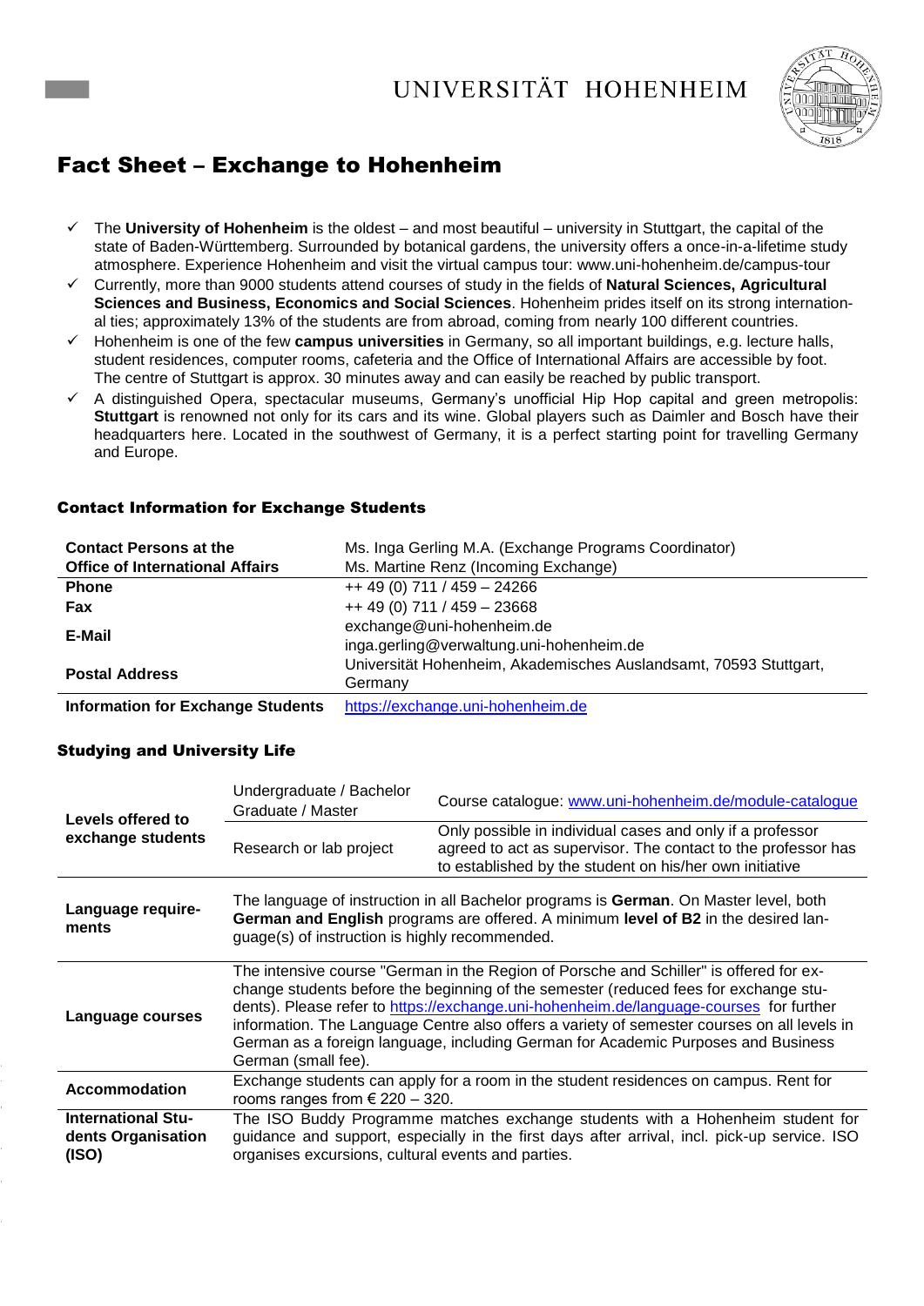UNIVERSITÄT HOHENHEIM

# Fact Sheet – Exchange to Hohenheim

- ✓ The **University of Hohenheim** is the oldest – and most beautiful – university in Stuttgart, the capital of the state of Baden-Württemberg. Surrounded by botanical gardens, the university offers a once-in-a-lifetime study atmosphere. Experience Hohenheim and visit the virtual campus tour: www.uni-hohenheim.de/campus-tour
- ✓ Currently, more than 9000 students attend courses of study in the fields of **Natural Sciences, Agricultural Sciences and Business, Economics and Social Sciences**. Hohenheim prides itself on its strong international ties; approximately 13% of the students are from abroad, coming from nearly 100 different countries.
- ✓ Hohenheim is one of the few **campus universities** in Germany, so all important buildings, e.g. lecture halls, student residences, computer rooms, cafeteria and the Office of International Affairs are accessible by foot. The centre of Stuttgart is approx. 30 minutes away and can easily be reached by public transport.
- ✓ A distinguished Opera, spectacular museums, Germany's unofficial Hip Hop capital and green metropolis: **Stuttgart** is renowned not only for its cars and its wine. Global players such as Daimler and Bosch have their headquarters here. Located in the southwest of Germany, it is a perfect starting point for travelling Germany and Europe.

## Contact Information for Exchange Students

| **Contact Persons at the Office of International Affairs** | Ms. Inga Gerling M.A. (Exchange Programs Coordinator)<br>Ms. Martine Renz (Incoming Exchange) |
|---|---|
| **Phone** | ++ 49 (0) 711 / 459 – 24266 |
| **Fax** | ++ 49 (0) 711 / 459 – 23668 |
| **E-Mail** | exchange@uni-hohenheim.de<br>inga.gerling@verwaltung.uni-hohenheim.de |
| **Postal Address** | Universität Hohenheim, Akademisches Auslandsamt, 70593 Stuttgart, Germany |
| **Information for Exchange Students** | https://exchange.uni-hohenheim.de |

## Studying and University Life

| | | |
|---|---|---|
| **Levels offered to exchange students** | Undergraduate / Bachelor<br>Graduate / Master | Course catalogue: www.uni-hohenheim.de/module-catalogue |
| | Research or lab project | Only possible in individual cases and only if a professor agreed to act as supervisor. The contact to the professor has to established by the student on his/her own initiative |
| **Language requirements** | The language of instruction in all Bachelor programs is **German**. On Master level, both **German and English** programs are offered. A minimum **level of B2** in the desired language(s) of instruction is highly recommended. | |
| **Language courses** | The intensive course "German in the Region of Porsche and Schiller" is offered for exchange students before the beginning of the semester (reduced fees for exchange students). Please refer to https://exchange.uni-hohenheim.de/language-courses for further information. The Language Centre also offers a variety of semester courses on all levels in German as a foreign language, including German for Academic Purposes and Business German (small fee). | |
| **Accommodation** | Exchange students can apply for a room in the student residences on campus. Rent for rooms ranges from € 220 – 320. | |
| **International Students Organisation (ISO)** | The ISO Buddy Programme matches exchange students with a Hohenheim student for guidance and support, especially in the first days after arrival, incl. pick-up service. ISO organises excursions, cultural events and parties. | |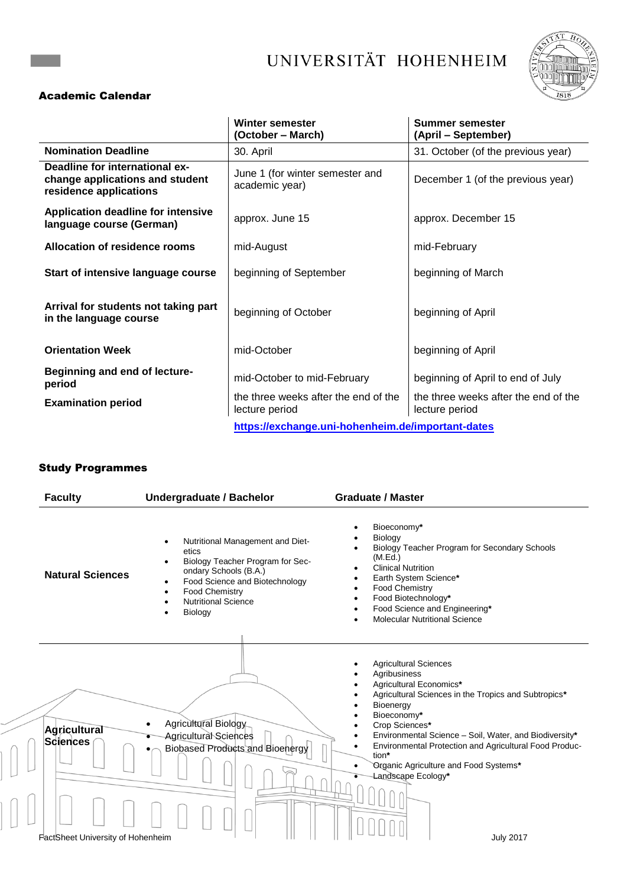# UNIVERSITÄT HOHENHEIM

## Academic Calendar

| | Winter semester (October – March) | Summer semester (April – September) |
|---|---|---|
| **Nomination Deadline** | 30. April | 31. October (of the previous year) |
| **Deadline for international ex-change applications and student residence applications** | June 1 (for winter semester and academic year) | December 1 (of the previous year) |
| **Application deadline for intensive language course (German)** | approx. June 15 | approx. December 15 |
| **Allocation of residence rooms** | mid-August | mid-February |
| **Start of intensive language course** | beginning of September | beginning of March |
| **Arrival for students not taking part in the language course** | beginning of October | beginning of April |
| **Orientation Week** | mid-October | beginning of April |
| **Beginning and end of lecture-period** | mid-October to mid-February | beginning of April to end of July |
| **Examination period** | the three weeks after the end of the lecture period | the three weeks after the end of the lecture period |

**https://exchange.uni-hohenheim.de/important-dates**

## Study Programmes

| Faculty | Undergraduate / Bachelor | Graduate / Master |
|---|---|---|
| **Natural Sciences** | • Nutritional Management and Dietetics<br>• Biology Teacher Program for Secondary Schools (B.A.)<br>• Food Science and Biotechnology<br>• Food Chemistry<br>• Nutritional Science<br>• Biology | • Bioeconomy*<br>• Biology<br>• Biology Teacher Program for Secondary Schools (M.Ed.)<br>• Clinical Nutrition<br>• Earth System Science*<br>• Food Chemistry<br>• Food Biotechnology*<br>• Food Science and Engineering*<br>• Molecular Nutritional Science |
| **Agricultural Sciences** | • Agricultural Biology<br>• Agricultural Sciences<br>• Biobased Products and Bioenergy | • Agricultural Sciences<br>• Agribusiness<br>• Agricultural Economics*<br>• Agricultural Sciences in the Tropics and Subtropics*<br>• Bioenergy<br>• Bioeconomy*<br>• Crop Sciences*<br>• Environmental Science – Soil, Water, and Biodiversity*<br>• Environmental Protection and Agricultural Food Production*<br>• Organic Agriculture and Food Systems*<br>• Landscape Ecology* |

FactSheet University of Hohenheim — July 2017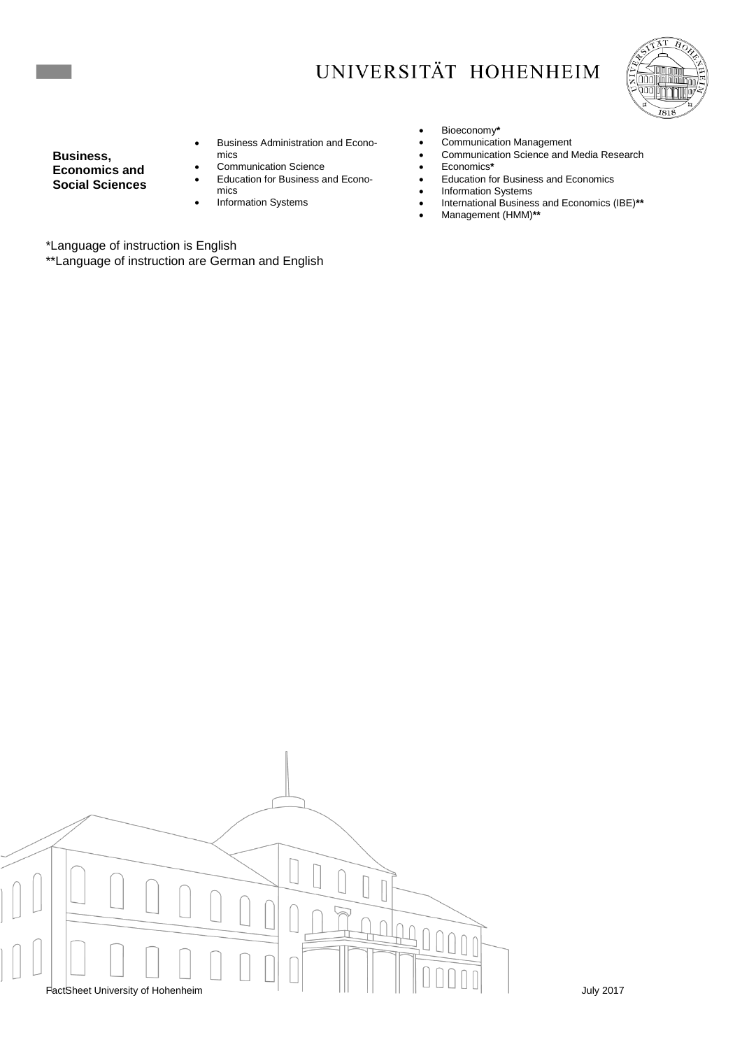| | | |
|---|---|---|
| **Business, Economics and Social Sciences** | • Business Administration and Economics<br>• Communication Science<br>• Education for Business and Economics<br>• Information Systems | • Bioeconomy**\***<br>• Communication Management<br>• Communication Science and Media Research<br>• Economics**\***<br>• Education for Business and Economics<br>• Information Systems<br>• International Business and Economics (IBE)**\*\***<br>• Management (HMM)**\*\*** |

*Language of instruction is English

**Language of instruction are German and English